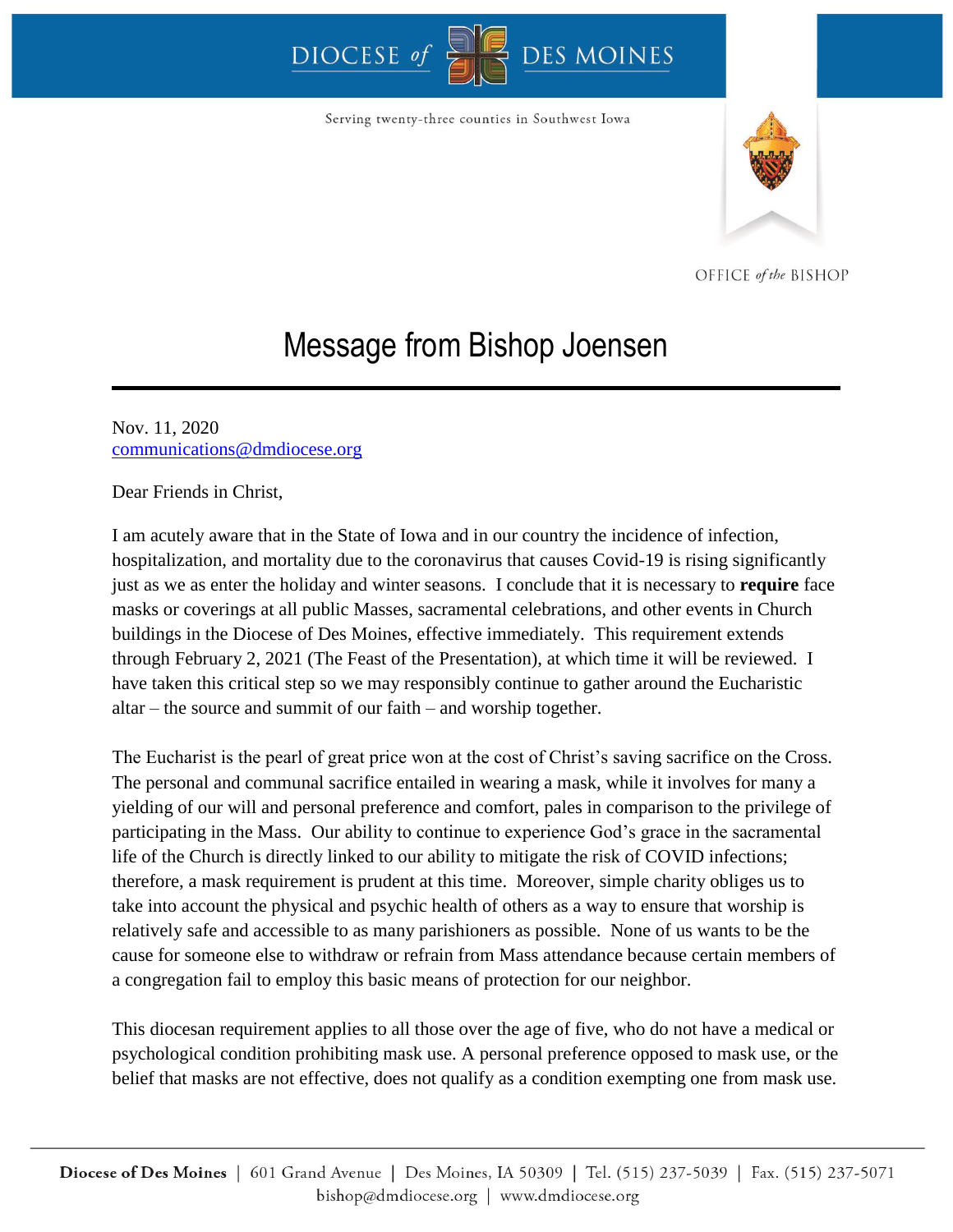DIOCESE of DES MOINES

Serving twenty-three counties in Southwest Iowa

OFFICE of the BISHOP

# Message from Bishop Joensen

Nov. 11, 2020
communications@dmdiocese.org

Dear Friends in Christ,

I am acutely aware that in the State of Iowa and in our country the incidence of infection, hospitalization, and mortality due to the coronavirus that causes Covid-19 is rising significantly just as we as enter the holiday and winter seasons. I conclude that it is necessary to **require** face masks or coverings at all public Masses, sacramental celebrations, and other events in Church buildings in the Diocese of Des Moines, effective immediately. This requirement extends through February 2, 2021 (The Feast of the Presentation), at which time it will be reviewed. I have taken this critical step so we may responsibly continue to gather around the Eucharistic altar – the source and summit of our faith – and worship together.

The Eucharist is the pearl of great price won at the cost of Christ's saving sacrifice on the Cross. The personal and communal sacrifice entailed in wearing a mask, while it involves for many a yielding of our will and personal preference and comfort, pales in comparison to the privilege of participating in the Mass. Our ability to continue to experience God's grace in the sacramental life of the Church is directly linked to our ability to mitigate the risk of COVID infections; therefore, a mask requirement is prudent at this time. Moreover, simple charity obliges us to take into account the physical and psychic health of others as a way to ensure that worship is relatively safe and accessible to as many parishioners as possible. None of us wants to be the cause for someone else to withdraw or refrain from Mass attendance because certain members of a congregation fail to employ this basic means of protection for our neighbor.

This diocesan requirement applies to all those over the age of five, who do not have a medical or psychological condition prohibiting mask use. A personal preference opposed to mask use, or the belief that masks are not effective, does not qualify as a condition exempting one from mask use.

**Diocese of Des Moines** | 601 Grand Avenue | Des Moines, IA 50309 | Tel. (515) 237-5039 | Fax. (515) 237-5071
bishop@dmdiocese.org | www.dmdiocese.org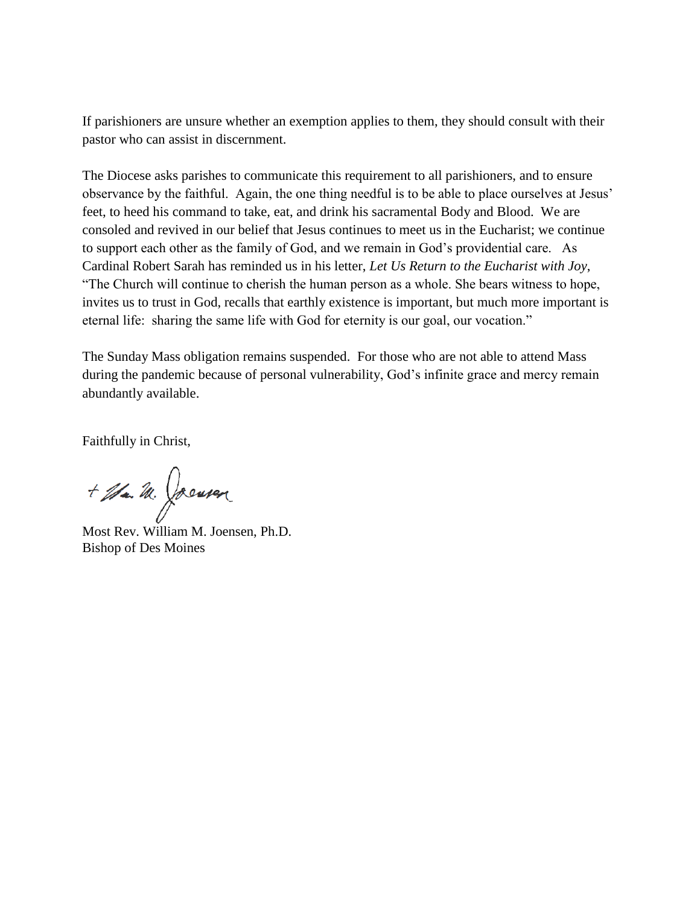If parishioners are unsure whether an exemption applies to them, they should consult with their pastor who can assist in discernment.

The Diocese asks parishes to communicate this requirement to all parishioners, and to ensure observance by the faithful. Again, the one thing needful is to be able to place ourselves at Jesus' feet, to heed his command to take, eat, and drink his sacramental Body and Blood. We are consoled and revived in our belief that Jesus continues to meet us in the Eucharist; we continue to support each other as the family of God, and we remain in God's providential care. As Cardinal Robert Sarah has reminded us in his letter, *Let Us Return to the Eucharist with Joy*, "The Church will continue to cherish the human person as a whole. She bears witness to hope, invites us to trust in God, recalls that earthly existence is important, but much more important is eternal life: sharing the same life with God for eternity is our goal, our vocation."

The Sunday Mass obligation remains suspended. For those who are not able to attend Mass during the pandemic because of personal vulnerability, God's infinite grace and mercy remain abundantly available.

Faithfully in Christ,

Most Rev. William M. Joensen, Ph.D.
Bishop of Des Moines